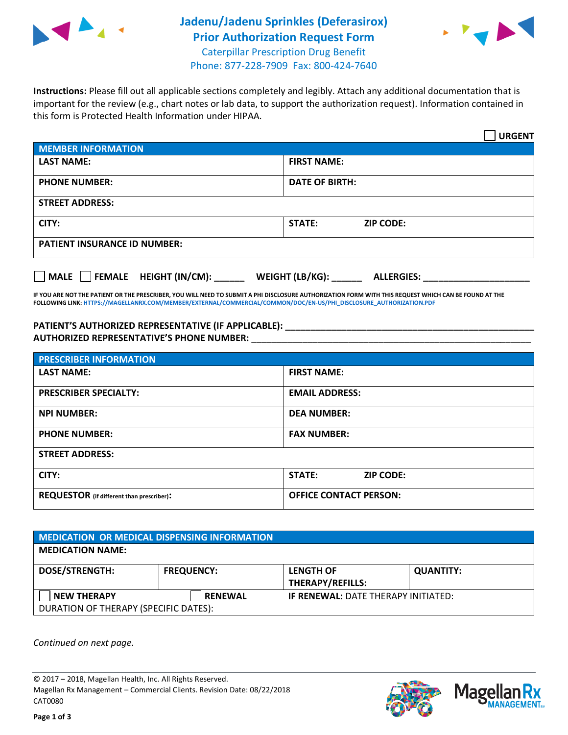# Jadenu/Jadenu Sprinkles (Deferasirox) Prior Authorization Request Form

Caterpillar Prescription Drug Benefit
Phone: 877-228-7909 Fax: 800-424-7640

**Instructions:** Please fill out all applicable sections completely and legibly. Attach any additional documentation that is important for the review (e.g., chart notes or lab data, to support the authorization request). Information contained in this form is Protected Health Information under HIPAA.

☐ **URGENT**

| MEMBER INFORMATION | |
|---|---|
| **LAST NAME:** | **FIRST NAME:** |
| **PHONE NUMBER:** | **DATE OF BIRTH:** |
| **STREET ADDRESS:** | |
| **CITY:** | **STATE:** **ZIP CODE:** |
| **PATIENT INSURANCE ID NUMBER:** | |

☐ **MALE** ☐ **FEMALE** **HEIGHT (IN/CM):** ______ **WEIGHT (LB/KG):** ______ **ALLERGIES:** ____________________

**IF YOU ARE NOT THE PATIENT OR THE PRESCRIBER, YOU WILL NEED TO SUBMIT A PHI DISCLOSURE AUTHORIZATION FORM WITH THIS REQUEST WHICH CAN BE FOUND AT THE FOLLOWING LINK: HTTPS://MAGELLANRX.COM/MEMBER/EXTERNAL/COMMERCIAL/COMMON/DOC/EN-US/PHI_DISCLOSURE_AUTHORIZATION.PDF**

**PATIENT'S AUTHORIZED REPRESENTATIVE (IF APPLICABLE):** ____________________________________________
**AUTHORIZED REPRESENTATIVE'S PHONE NUMBER:** ____________________________________________

| PRESCRIBER INFORMATION | |
|---|---|
| **LAST NAME:** | **FIRST NAME:** |
| **PRESCRIBER SPECIALTY:** | **EMAIL ADDRESS:** |
| **NPI NUMBER:** | **DEA NUMBER:** |
| **PHONE NUMBER:** | **FAX NUMBER:** |
| **STREET ADDRESS:** | |
| **CITY:** | **STATE:** **ZIP CODE:** |
| **REQUESTOR** (if different than prescriber)**:** | **OFFICE CONTACT PERSON:** |

| MEDICATION OR MEDICAL DISPENSING INFORMATION | | | |
|---|---|---|---|
| **MEDICATION NAME:** | | | |
| **DOSE/STRENGTH:** | **FREQUENCY:** | **LENGTH OF THERAPY/REFILLS:** | **QUANTITY:** |
| ☐ **NEW THERAPY** | ☐ **RENEWAL** | **IF RENEWAL:** DATE THERAPY INITIATED: | |
| DURATION OF THERAPY (SPECIFIC DATES): | | | |

*Continued on next page.*

© 2017 – 2018, Magellan Health, Inc. All Rights Reserved.
Magellan Rx Management – Commercial Clients. Revision Date: 08/22/2018
CAT0080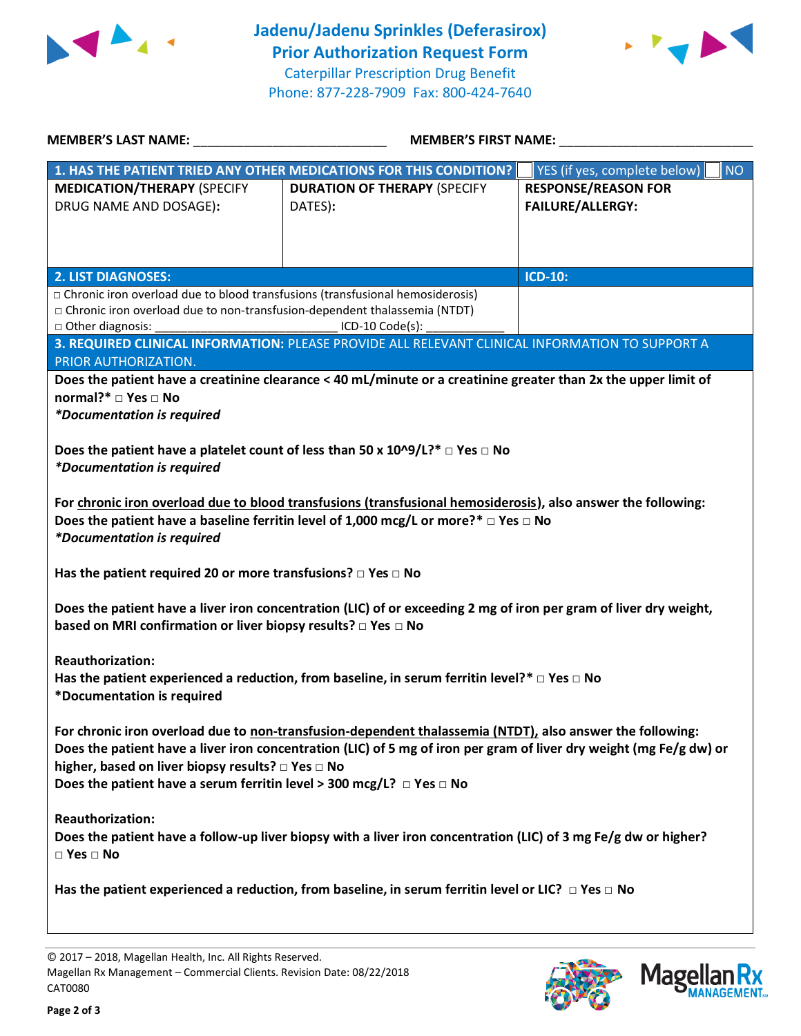# Jadenu/Jadenu Sprinkles (Deferasirox)
## Prior Authorization Request Form
Caterpillar Prescription Drug Benefit
Phone: 877-228-7909 Fax: 800-424-7640

**MEMBER'S LAST NAME:** ___________________________ **MEMBER'S FIRST NAME:** ___________________________

| **1. HAS THE PATIENT TRIED ANY OTHER MEDICATIONS FOR THIS CONDITION?** | | ☐ YES (if yes, complete below) ☐ NO |
|---|---|---|
| **MEDICATION/THERAPY** (SPECIFY DRUG NAME AND DOSAGE): | **DURATION OF THERAPY** (SPECIFY DATES): | **RESPONSE/REASON FOR FAILURE/ALLERGY:** |
| | | |

| **2. LIST DIAGNOSES:** | **ICD-10:** |
|---|---|
| □ Chronic iron overload due to blood transfusions (transfusional hemosiderosis)<br>□ Chronic iron overload due to non-transfusion-dependent thalassemia (NTDT)<br>□ Other diagnosis: ___________________________ ICD-10 Code(s): ____________ | |

**3. REQUIRED CLINICAL INFORMATION:** PLEASE PROVIDE ALL RELEVANT CLINICAL INFORMATION TO SUPPORT A PRIOR AUTHORIZATION.

**Does the patient have a creatinine clearance < 40 mL/minute or a creatinine greater than 2x the upper limit of normal?*** □ **Yes** □ **No**
***Documentation is required***

**Does the patient have a platelet count of less than 50 x 10^9/L?*** □ **Yes** □ **No**
***Documentation is required***

**For chronic iron overload due to blood transfusions (transfusional hemosiderosis), also answer the following:**
**Does the patient have a baseline ferritin level of 1,000 mcg/L or more?*** □ **Yes** □ **No**
***Documentation is required***

**Has the patient required 20 or more transfusions?** □ **Yes** □ **No**

**Does the patient have a liver iron concentration (LIC) of or exceeding 2 mg of iron per gram of liver dry weight, based on MRI confirmation or liver biopsy results?** □ **Yes** □ **No**

**Reauthorization:**
**Has the patient experienced a reduction, from baseline, in serum ferritin level?*** □ **Yes** □ **No**
**\*Documentation is required**

**For chronic iron overload due to non-transfusion-dependent thalassemia (NTDT), also answer the following:**
**Does the patient have a liver iron concentration (LIC) of 5 mg of iron per gram of liver dry weight (mg Fe/g dw) or higher, based on liver biopsy results?** □ **Yes** □ **No**
**Does the patient have a serum ferritin level > 300 mcg/L?** □ **Yes** □ **No**

**Reauthorization:**
**Does the patient have a follow-up liver biopsy with a liver iron concentration (LIC) of 3 mg Fe/g dw or higher?** □ **Yes** □ **No**

**Has the patient experienced a reduction, from baseline, in serum ferritin level or LIC?** □ **Yes** □ **No**

© 2017 – 2018, Magellan Health, Inc. All Rights Reserved.
Magellan Rx Management – Commercial Clients. Revision Date: 08/22/2018
CAT0080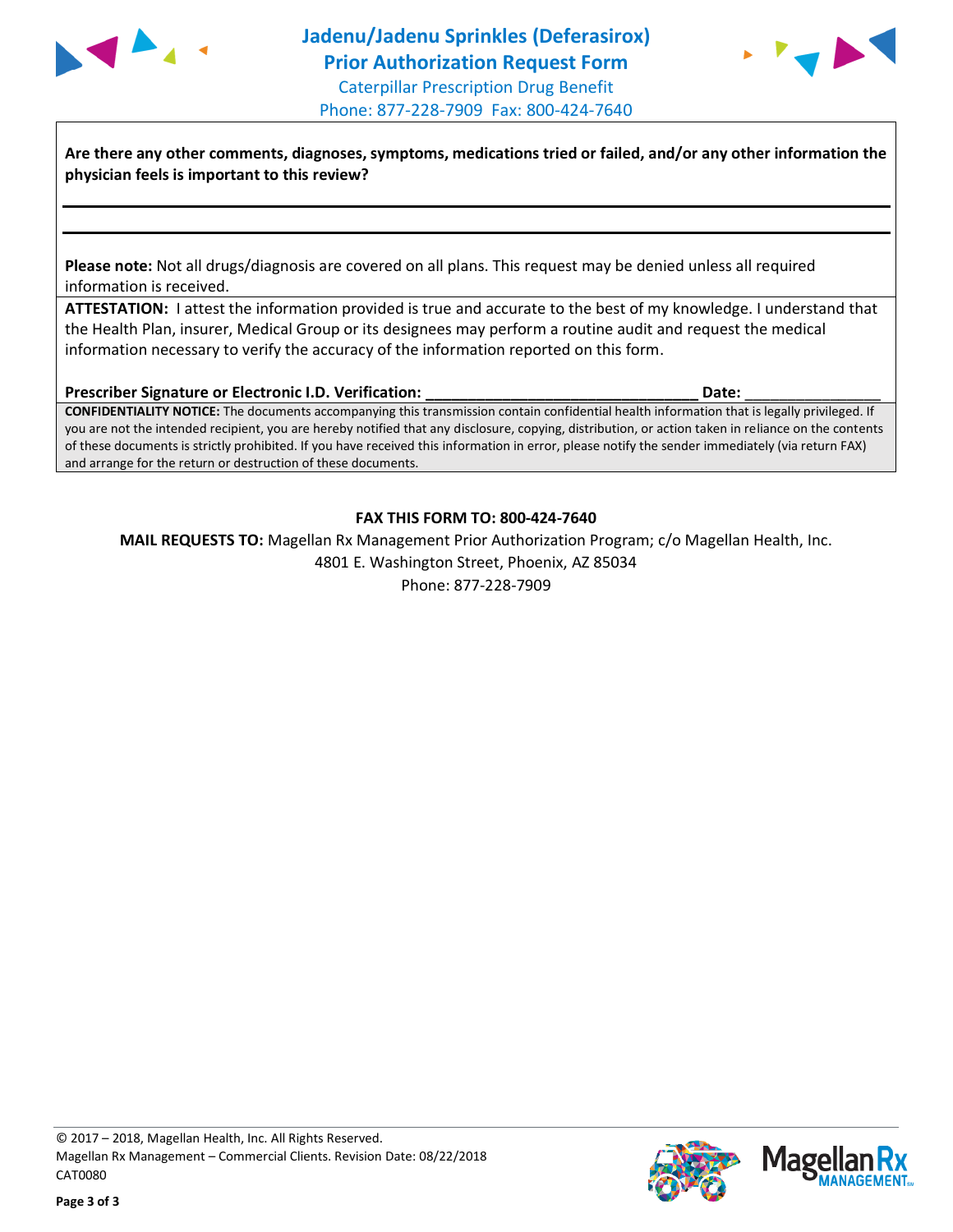**Are there any other comments, diagnoses, symptoms, medications tried or failed, and/or any other information the physician feels is important to this review?**

_______________________________________________________________________________

_______________________________________________________________________________

**Please note:** Not all drugs/diagnosis are covered on all plans. This request may be denied unless all required information is received.

**ATTESTATION:** I attest the information provided is true and accurate to the best of my knowledge. I understand that the Health Plan, insurer, Medical Group or its designees may perform a routine audit and request the medical information necessary to verify the accuracy of the information reported on this form.

**Prescriber Signature or Electronic I.D. Verification:** ______________________________ **Date:** _______________

**CONFIDENTIALITY NOTICE:** The documents accompanying this transmission contain confidential health information that is legally privileged. If you are not the intended recipient, you are hereby notified that any disclosure, copying, distribution, or action taken in reliance on the contents of these documents is strictly prohibited. If you have received this information in error, please notify the sender immediately (via return FAX) and arrange for the return or destruction of these documents.

**FAX THIS FORM TO: 800-424-7640**

**MAIL REQUESTS TO:** Magellan Rx Management Prior Authorization Program; c/o Magellan Health, Inc.
4801 E. Washington Street, Phoenix, AZ 85034
Phone: 877-228-7909